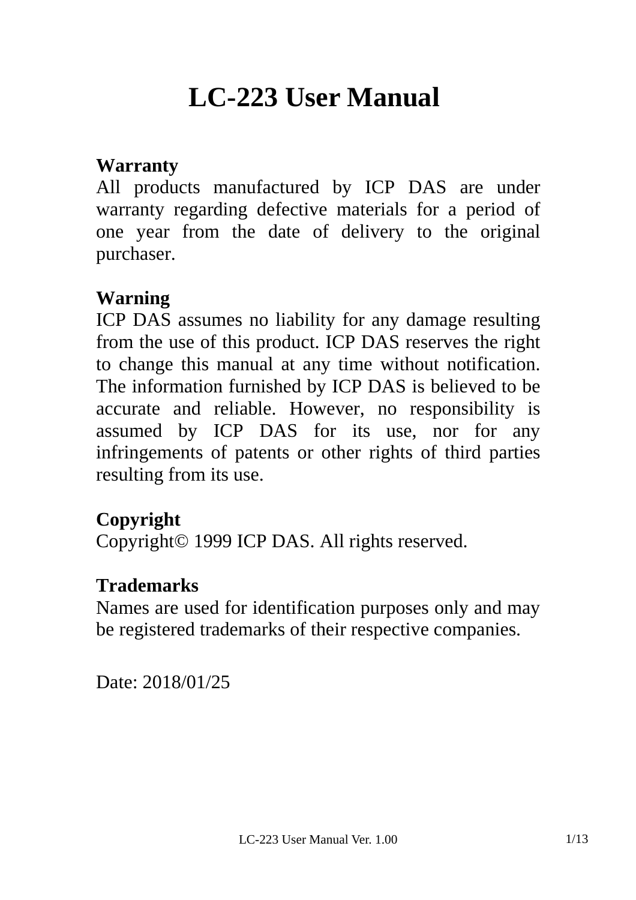# LC-223 User Manual

**Warranty**

All products manufactured by ICP DAS are under warranty regarding defective materials for a period of one year from the date of delivery to the original purchaser.

**Warning**

ICP DAS assumes no liability for any damage resulting from the use of this product. ICP DAS reserves the right to change this manual at any time without notification. The information furnished by ICP DAS is believed to be accurate and reliable. However, no responsibility is assumed by ICP DAS for its use, nor for any infringements of patents or other rights of third parties resulting from its use.

**Copyright**

Copyright© 1999 ICP DAS. All rights reserved.

**Trademarks**

Names are used for identification purposes only and may be registered trademarks of their respective companies.

Date: 2018/01/25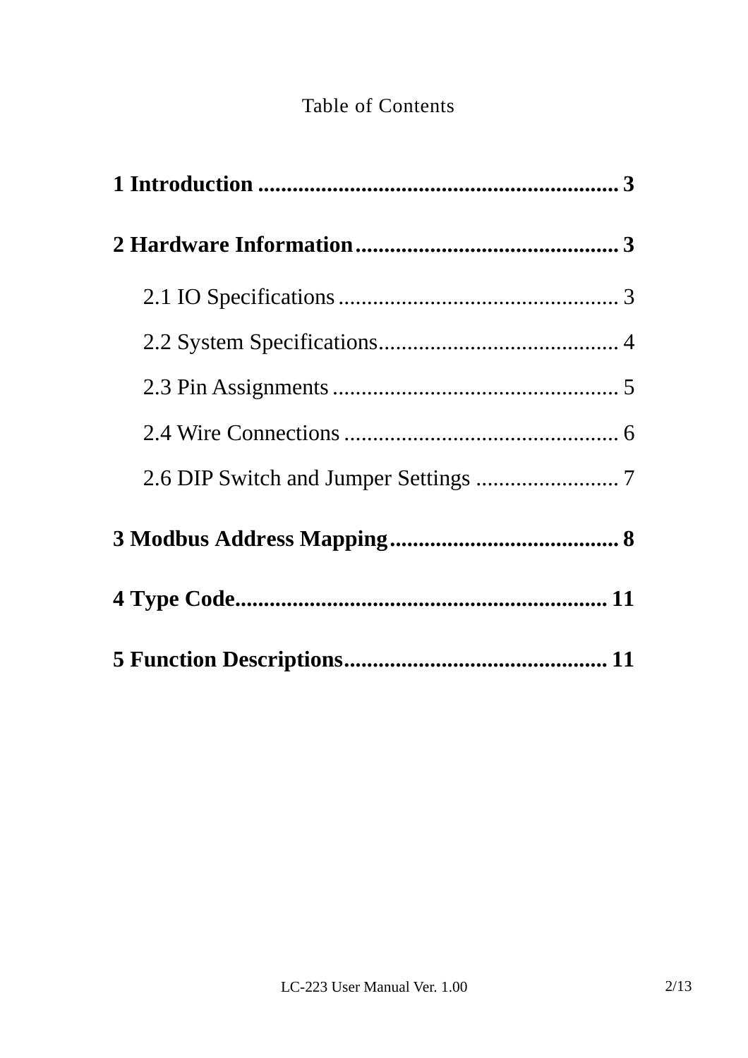Table of Contents

**1 Introduction ................................................................ 3**

**2 Hardware Information............................................. 3**

2.1 IO Specifications ................................................. 3

2.2 System Specifications.......................................... 4

2.3 Pin Assignments .................................................. 5

2.4 Wire Connections ................................................ 6

2.6 DIP Switch and Jumper Settings ......................... 7

**3 Modbus Address Mapping........................................ 8**

**4 Type Code................................................................ 11**

**5 Function Descriptions............................................. 11**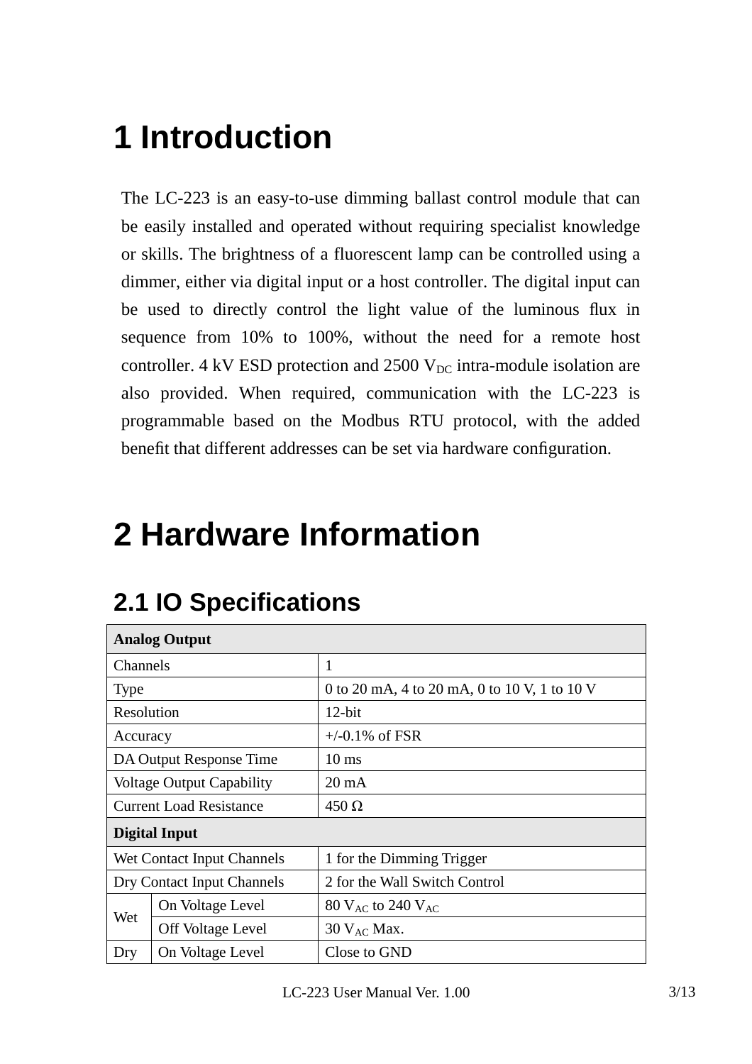# 1 Introduction

The LC-223 is an easy-to-use dimming ballast control module that can be easily installed and operated without requiring specialist knowledge or skills. The brightness of a fluorescent lamp can be controlled using a dimmer, either via digital input or a host controller. The digital input can be used to directly control the light value of the luminous flux in sequence from 10% to 100%, without the need for a remote host controller. 4 kV ESD protection and 2500 $V_{DC}$ intra-module isolation are also provided. When required, communication with the LC-223 is programmable based on the Modbus RTU protocol, with the added benefit that different addresses can be set via hardware configuration.

# 2 Hardware Information

## 2.1 IO Specifications

| **Analog Output** | | |
|---|---|---|
| Channels | | 1 |
| Type | | 0 to 20 mA, 4 to 20 mA, 0 to 10 V, 1 to 10 V |
| Resolution | | 12-bit |
| Accuracy | | +/-0.1% of FSR |
| DA Output Response Time | | 10 ms |
| Voltage Output Capability | | 20 mA |
| Current Load Resistance | | 450 Ω |
| **Digital Input** | | |
| Wet Contact Input Channels | | 1 for the Dimming Trigger |
| Dry Contact Input Channels | | 2 for the Wall Switch Control |
| Wet | On Voltage Level | 80 $V_{AC}$ to 240 $V_{AC}$ |
| | Off Voltage Level | 30 $V_{AC}$ Max. |
| Dry | On Voltage Level | Close to GND |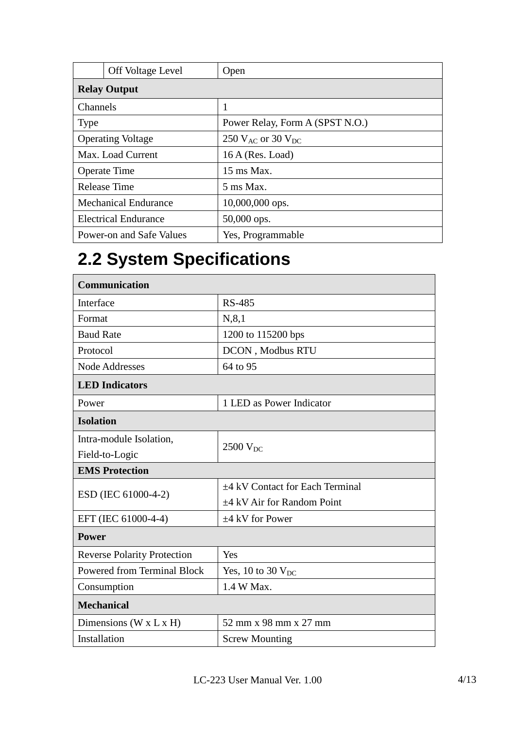| | | |
|---|---|---|
| | Off Voltage Level | Open |
| **Relay Output** | | |
| Channels | | 1 |
| Type | | Power Relay, Form A (SPST N.O.) |
| Operating Voltage | | 250 $V_{AC}$ or 30 $V_{DC}$ |
| Max. Load Current | | 16 A (Res. Load) |
| Operate Time | | 15 ms Max. |
| Release Time | | 5 ms Max. |
| Mechanical Endurance | | 10,000,000 ops. |
| Electrical Endurance | | 50,000 ops. |
| Power-on and Safe Values | | Yes, Programmable |

## 2.2 System Specifications

| **Communication** | |
|---|---|
| Interface | RS-485 |
| Format | N,8,1 |
| Baud Rate | 1200 to 115200 bps |
| Protocol | DCON , Modbus RTU |
| Node Addresses | 64 to 95 |
| **LED Indicators** | |
| Power | 1 LED as Power Indicator |
| **Isolation** | |
| Intra-module Isolation, Field-to-Logic | 2500 $V_{DC}$ |
| **EMS Protection** | |
| ESD (IEC 61000-4-2) | ±4 kV Contact for Each Terminal<br>±4 kV Air for Random Point |
| EFT (IEC 61000-4-4) | ±4 kV for Power |
| **Power** | |
| Reverse Polarity Protection | Yes |
| Powered from Terminal Block | Yes, 10 to 30 $V_{DC}$ |
| Consumption | 1.4 W Max. |
| **Mechanical** | |
| Dimensions (W x L x H) | 52 mm x 98 mm x 27 mm |
| Installation | Screw Mounting |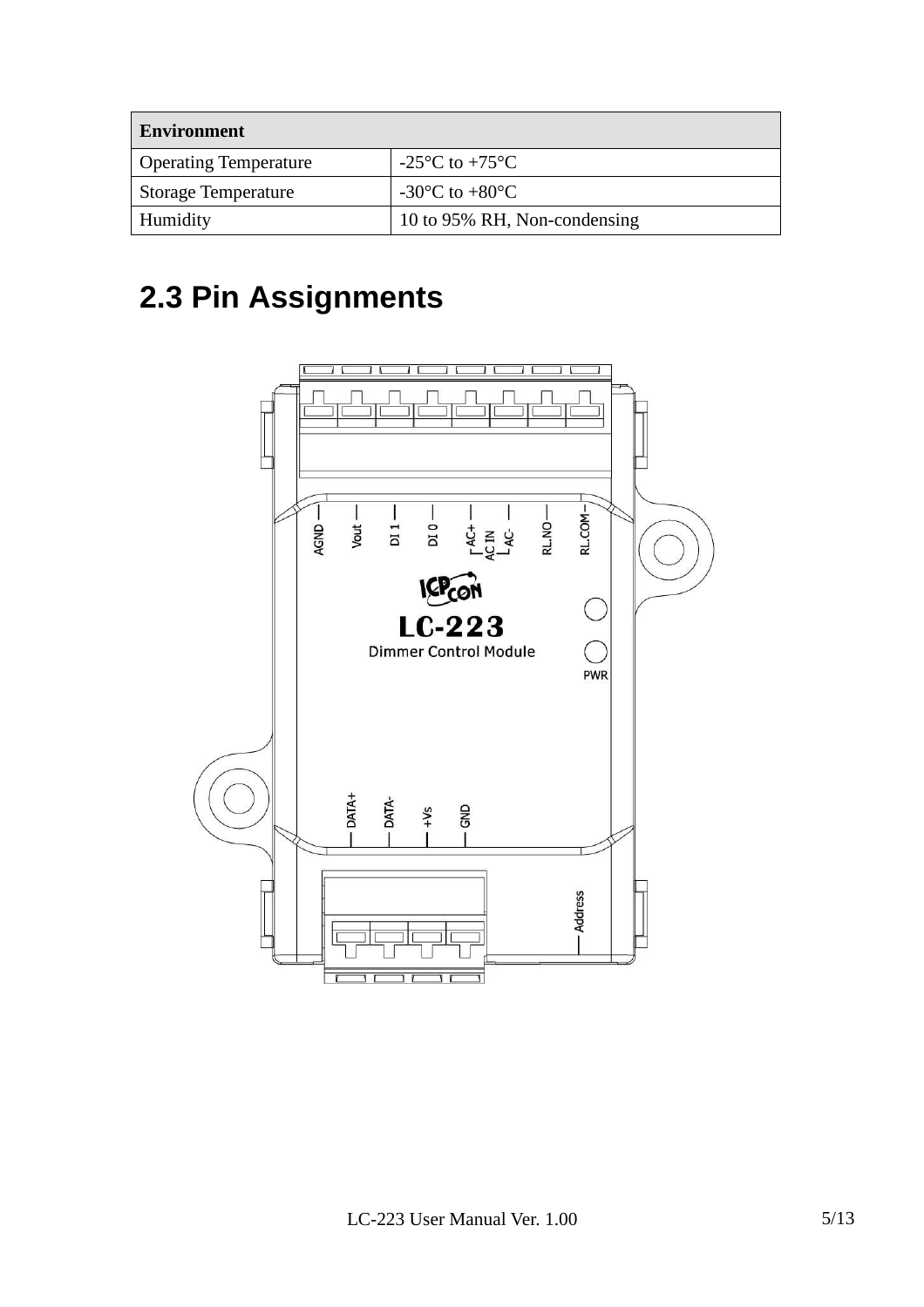| Environment | |
|---|---|
| Operating Temperature | -25°C to +75°C |
| Storage Temperature | -30°C to +80°C |
| Humidity | 10 to 95% RH, Non-condensing |

## 2.3 Pin Assignments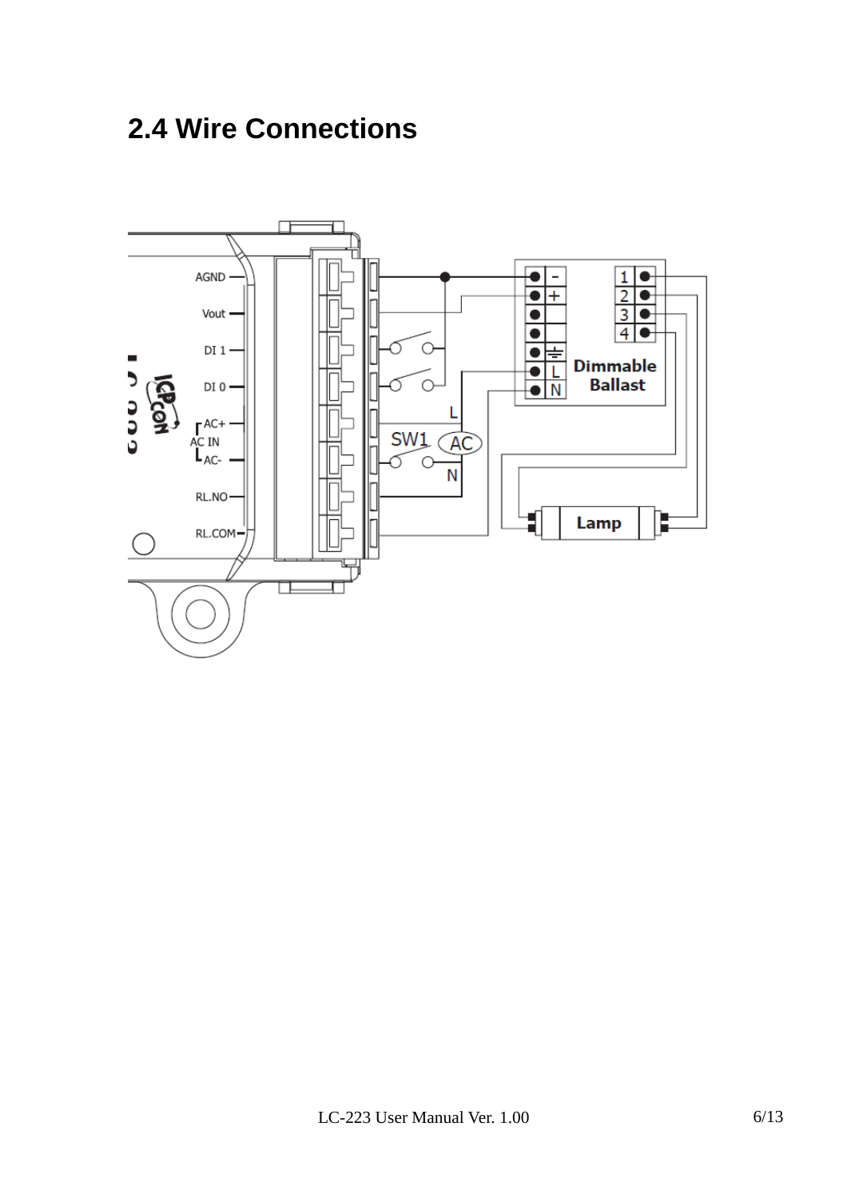## 2.4 Wire Connections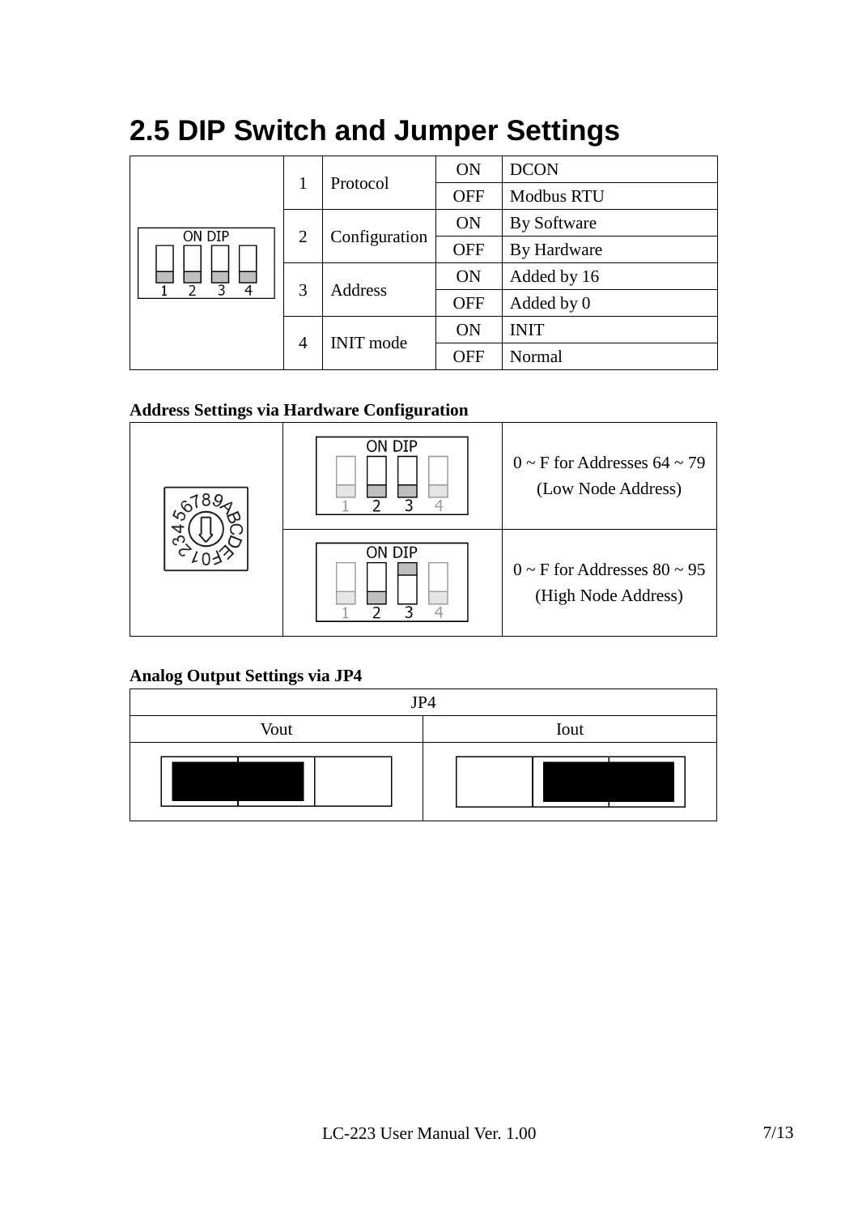## 2.5 DIP Switch and Jumper Settings

| | | | | |
|---|---|---|---|---|
| ON DIP 1 2 3 4 | 1 | Protocol | ON | DCON |
| | | | OFF | Modbus RTU |
| | 2 | Configuration | ON | By Software |
| | | | OFF | By Hardware |
| | 3 | Address | ON | Added by 16 |
| | | | OFF | Added by 0 |
| | 4 | INIT mode | ON | INIT |
| | | | OFF | Normal |

**Address Settings via Hardware Configuration**

| | | |
|---|---|---|
| 0123456789ABCDEF | ON DIP 1 2 3 4 | 0 ~ F for Addresses 64 ~ 79 (Low Node Address) |
| | ON DIP 1 2 3 4 | 0 ~ F for Addresses 80 ~ 95 (High Node Address) |

**Analog Output Settings via JP4**

| JP4 | |
|---|---|
| Vout | Iout |
| | |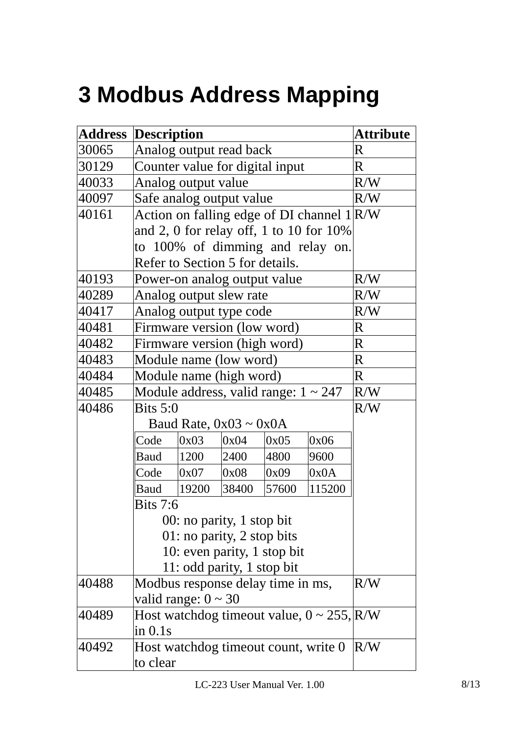# 3 Modbus Address Mapping

| Address | Description | Attribute |
|---|---|---|
| 30065 | Analog output read back | R |
| 30129 | Counter value for digital input | R |
| 40033 | Analog output value | R/W |
| 40097 | Safe analog output value | R/W |
| 40161 | Action on falling edge of DI channel 1 and 2, 0 for relay off, 1 to 10 for 10% to 100% of dimming and relay on. Refer to Section 5 for details. | R/W |
| 40193 | Power-on analog output value | R/W |
| 40289 | Analog output slew rate | R/W |
| 40417 | Analog output type code | R/W |
| 40481 | Firmware version (low word) | R |
| 40482 | Firmware version (high word) | R |
| 40483 | Module name (low word) | R |
| 40484 | Module name (high word) | R |
| 40485 | Module address, valid range: 1 ~ 247 | R/W |
| 40486 | Bits 5:0<br>Baud Rate, 0x03 ~ 0x0A<br>Code: 0x03, 0x04, 0x05, 0x06 — Baud: 1200, 2400, 4800, 9600<br>Code: 0x07, 0x08, 0x09, 0x0A — Baud: 19200, 38400, 57600, 115200<br>Bits 7:6<br>00: no parity, 1 stop bit<br>01: no parity, 2 stop bits<br>10: even parity, 1 stop bit<br>11: odd parity, 1 stop bit | R/W |
| 40488 | Modbus response delay time in ms, valid range: 0 ~ 30 | R/W |
| 40489 | Host watchdog timeout value, 0 ~ 255, in 0.1s | R/W |
| 40492 | Host watchdog timeout count, write 0 to clear | R/W |

Baud rate codes for address 40486 (Bits 5:0):

| Code | 0x03 | 0x04 | 0x05 | 0x06 |
|---|---|---|---|---|
| Baud | 1200 | 2400 | 4800 | 9600 |
| Code | 0x07 | 0x08 | 0x09 | 0x0A |
| Baud | 19200 | 38400 | 57600 | 115200 |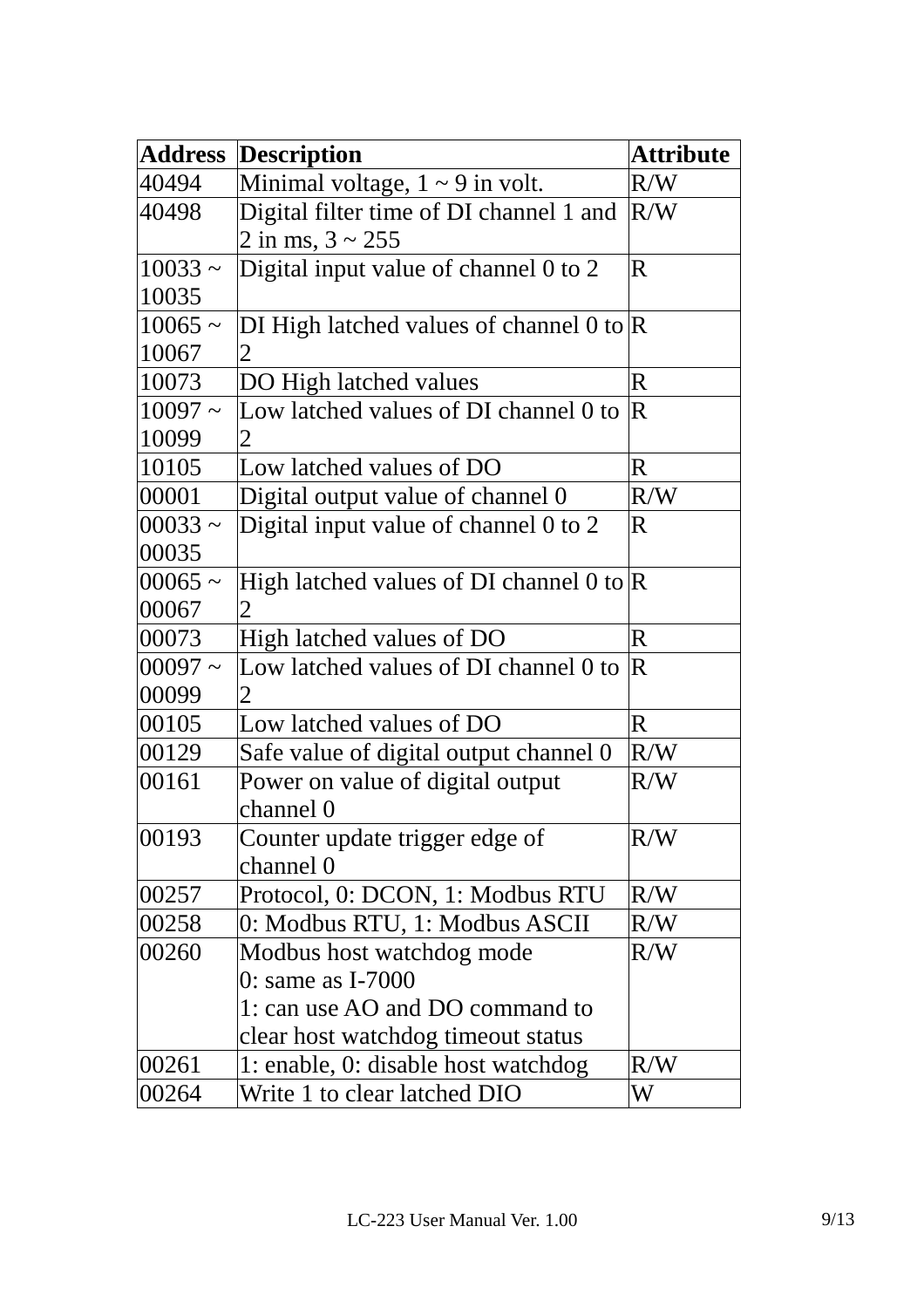| Address | Description | Attribute |
| --- | --- | --- |
| 40494 | Minimal voltage, 1 ~ 9 in volt. | R/W |
| 40498 | Digital filter time of DI channel 1 and 2 in ms, 3 ~ 255 | R/W |
| 10033 ~ 10035 | Digital input value of channel 0 to 2 | R |
| 10065 ~ 10067 | DI High latched values of channel 0 to 2 | R |
| 10073 | DO High latched values | R |
| 10097 ~ 10099 | Low latched values of DI channel 0 to 2 | R |
| 10105 | Low latched values of DO | R |
| 00001 | Digital output value of channel 0 | R/W |
| 00033 ~ 00035 | Digital input value of channel 0 to 2 | R |
| 00065 ~ 00067 | High latched values of DI channel 0 to 2 | R |
| 00073 | High latched values of DO | R |
| 00097 ~ 00099 | Low latched values of DI channel 0 to 2 | R |
| 00105 | Low latched values of DO | R |
| 00129 | Safe value of digital output channel 0 | R/W |
| 00161 | Power on value of digital output channel 0 | R/W |
| 00193 | Counter update trigger edge of channel 0 | R/W |
| 00257 | Protocol, 0: DCON, 1: Modbus RTU | R/W |
| 00258 | 0: Modbus RTU, 1: Modbus ASCII | R/W |
| 00260 | Modbus host watchdog mode<br>0: same as I-7000<br>1: can use AO and DO command to clear host watchdog timeout status | R/W |
| 00261 | 1: enable, 0: disable host watchdog | R/W |
| 00264 | Write 1 to clear latched DIO | W |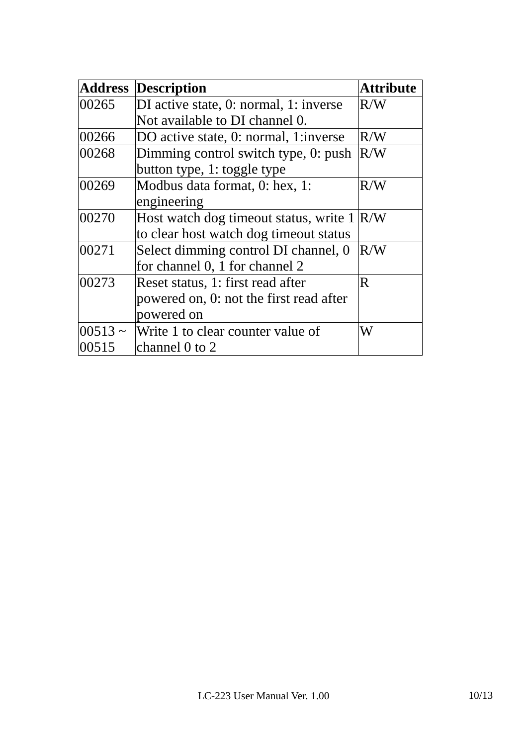| Address | Description | Attribute |
|---|---|---|
| 00265 | DI active state, 0: normal, 1: inverse Not available to DI channel 0. | R/W |
| 00266 | DO active state, 0: normal, 1:inverse | R/W |
| 00268 | Dimming control switch type, 0: push button type, 1: toggle type | R/W |
| 00269 | Modbus data format, 0: hex, 1: engineering | R/W |
| 00270 | Host watch dog timeout status, write 1 to clear host watch dog timeout status | R/W |
| 00271 | Select dimming control DI channel, 0 for channel 0, 1 for channel 2 | R/W |
| 00273 | Reset status, 1: first read after powered on, 0: not the first read after powered on | R |
| 00513 ~ 00515 | Write 1 to clear counter value of channel 0 to 2 | W |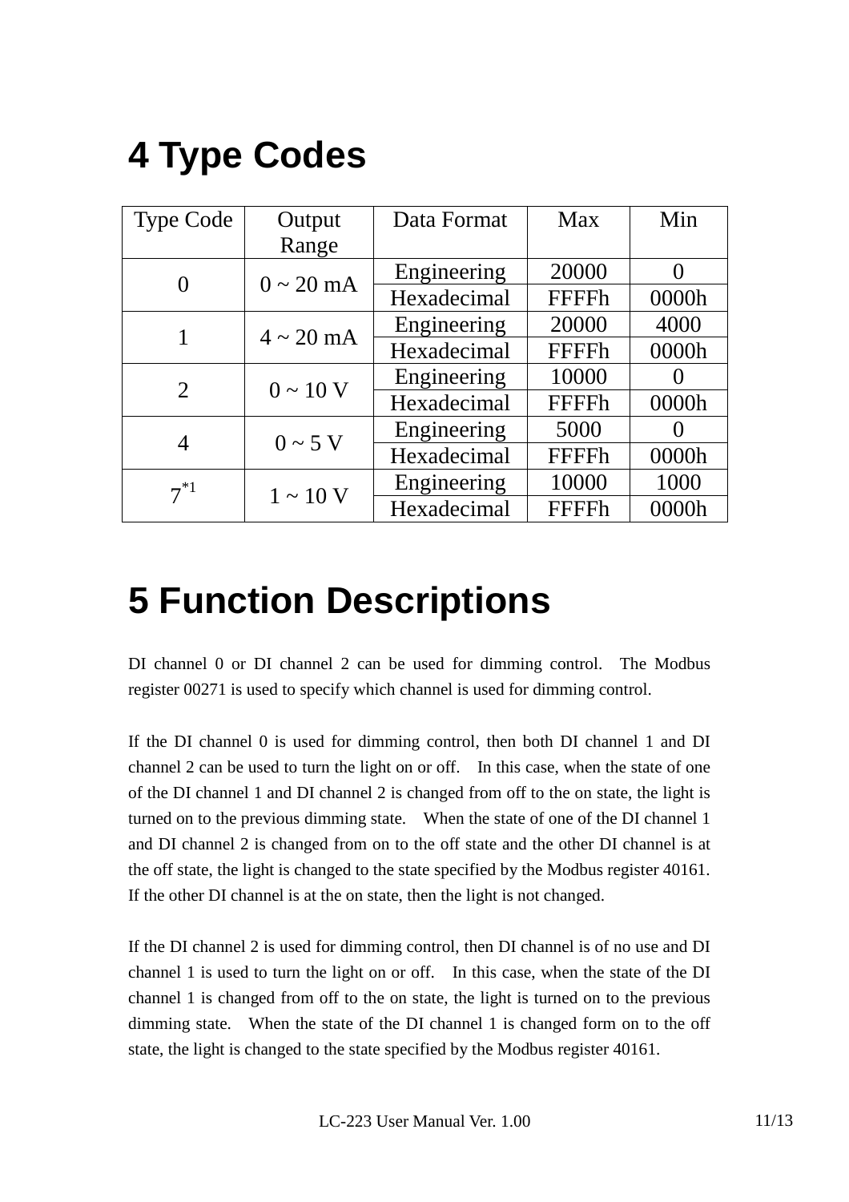# 4 Type Codes

| Type Code | Output Range | Data Format | Max | Min |
|---|---|---|---|---|
| 0 | 0 ~ 20 mA | Engineering | 20000 | 0 |
| | | Hexadecimal | FFFFh | 0000h |
| 1 | 4 ~ 20 mA | Engineering | 20000 | 4000 |
| | | Hexadecimal | FFFFh | 0000h |
| 2 | 0 ~ 10 V | Engineering | 10000 | 0 |
| | | Hexadecimal | FFFFh | 0000h |
| 4 | 0 ~ 5 V | Engineering | 5000 | 0 |
| | | Hexadecimal | FFFFh | 0000h |
| 7[*1] | 1 ~ 10 V | Engineering | 10000 | 1000 |
| | | Hexadecimal | FFFFh | 0000h |

# 5 Function Descriptions

DI channel 0 or DI channel 2 can be used for dimming control. The Modbus register 00271 is used to specify which channel is used for dimming control.

If the DI channel 0 is used for dimming control, then both DI channel 1 and DI channel 2 can be used to turn the light on or off. In this case, when the state of one of the DI channel 1 and DI channel 2 is changed from off to the on state, the light is turned on to the previous dimming state. When the state of one of the DI channel 1 and DI channel 2 is changed from on to the off state and the other DI channel is at the off state, the light is changed to the state specified by the Modbus register 40161. If the other DI channel is at the on state, then the light is not changed.

If the DI channel 2 is used for dimming control, then DI channel is of no use and DI channel 1 is used to turn the light on or off. In this case, when the state of the DI channel 1 is changed from off to the on state, the light is turned on to the previous dimming state. When the state of the DI channel 1 is changed form on to the off state, the light is changed to the state specified by the Modbus register 40161.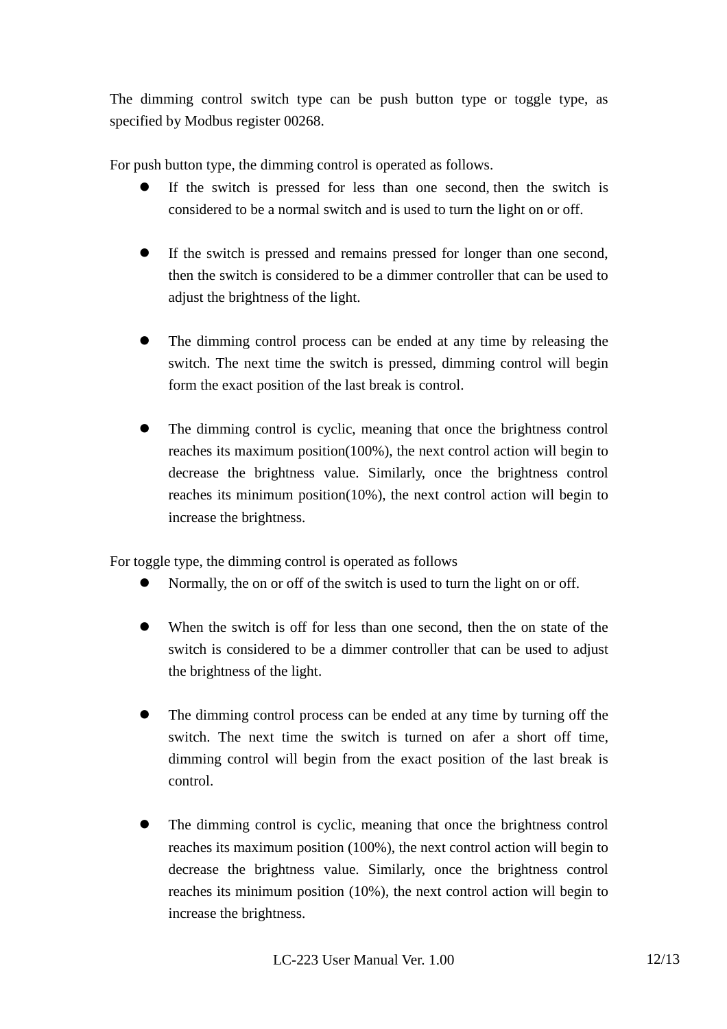The dimming control switch type can be push button type or toggle type, as specified by Modbus register 00268.

For push button type, the dimming control is operated as follows.

- If the switch is pressed for less than one second, then the switch is considered to be a normal switch and is used to turn the light on or off.

- If the switch is pressed and remains pressed for longer than one second, then the switch is considered to be a dimmer controller that can be used to adjust the brightness of the light.

- The dimming control process can be ended at any time by releasing the switch. The next time the switch is pressed, dimming control will begin form the exact position of the last break is control.

- The dimming control is cyclic, meaning that once the brightness control reaches its maximum position(100%), the next control action will begin to decrease the brightness value. Similarly, once the brightness control reaches its minimum position(10%), the next control action will begin to increase the brightness.

For toggle type, the dimming control is operated as follows

- Normally, the on or off of the switch is used to turn the light on or off.

- When the switch is off for less than one second, then the on state of the switch is considered to be a dimmer controller that can be used to adjust the brightness of the light.

- The dimming control process can be ended at any time by turning off the switch. The next time the switch is turned on afer a short off time, dimming control will begin from the exact position of the last break is control.

- The dimming control is cyclic, meaning that once the brightness control reaches its maximum position (100%), the next control action will begin to decrease the brightness value. Similarly, once the brightness control reaches its minimum position (10%), the next control action will begin to increase the brightness.